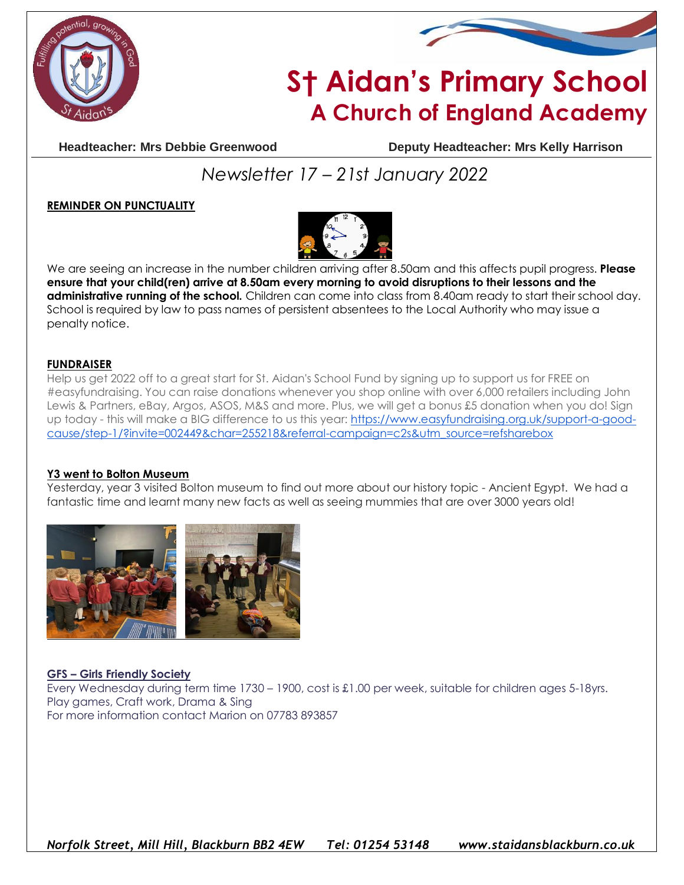# S† Aidan's Primary School
## A Church of England Academy

**Headteacher: Mrs Debbie Greenwood** **Deputy Headteacher: Mrs Kelly Harrison**

*Newsletter 17 – 21st January 2022*

### REMINDER ON PUNCTUALITY

We are seeing an increase in the number children arriving after 8.50am and this affects pupil progress. **Please ensure that your child(ren) arrive at 8.50am every morning to avoid disruptions to their lessons and the administrative running of the school.** Children can come into class from 8.40am ready to start their school day. School is required by law to pass names of persistent absentees to the Local Authority who may issue a penalty notice.

### FUNDRAISER

Help us get 2022 off to a great start for St. Aidan's School Fund by signing up to support us for FREE on #easyfundraising. You can raise donations whenever you shop online with over 6,000 retailers including John Lewis & Partners, eBay, Argos, ASOS, M&S and more. Plus, we will get a bonus £5 donation when you do! Sign up today - this will make a BIG difference to us this year: https://www.easyfundraising.org.uk/support-a-good-cause/step-1/?invite=002449&char=255218&referral-campaign=c2s&utm_source=refsharebox

### Y3 went to Bolton Museum

Yesterday, year 3 visited Bolton museum to find out more about our history topic - Ancient Egypt. We had a fantastic time and learnt many new facts as well as seeing mummies that are over 3000 years old!

### GFS – Girls Friendly Society

Every Wednesday during term time 1730 – 1900, cost is £1.00 per week, suitable for children ages 5-18yrs.
Play games, Craft work, Drama & Sing
For more information contact Marion on 07783 893857

*Norfolk Street, Mill Hill, Blackburn BB2 4EW Tel: 01254 53148 www.staidansblackburn.co.uk*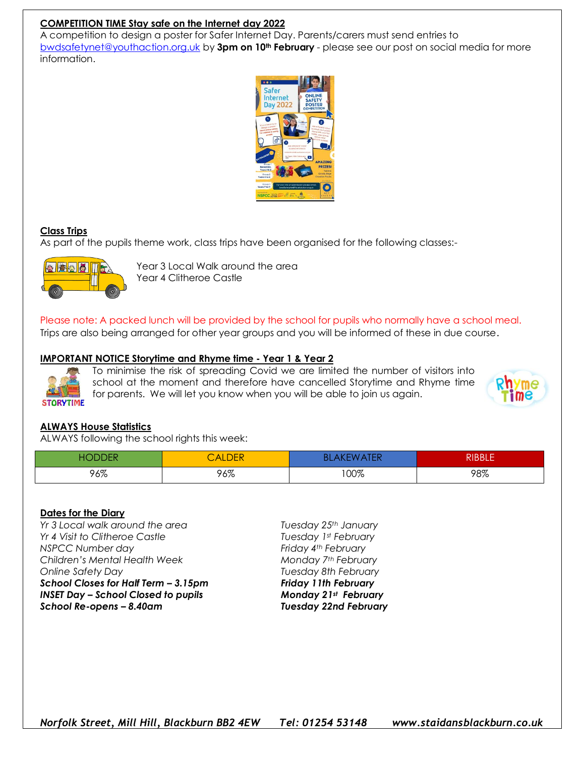**COMPETITION TIME Stay safe on the Internet day 2022**

A competition to design a poster for Safer Internet Day. Parents/carers must send entries to bwdsafetynet@youthaction.org.uk by **3pm on 10th February** - please see our post on social media for more information.

**Class Trips**

As part of the pupils theme work, class trips have been organised for the following classes:-

Year 3 Local Walk around the area
Year 4 Clitheroe Castle

Please note: A packed lunch will be provided by the school for pupils who normally have a school meal.
Trips are also being arranged for other year groups and you will be informed of these in due course.

**IMPORTANT NOTICE Storytime and Rhyme time - Year 1 & Year 2**

To minimise the risk of spreading Covid we are limited the number of visitors into school at the moment and therefore have cancelled Storytime and Rhyme time for parents. We will let you know when you will be able to join us again.

**ALWAYS House Statistics**

ALWAYS following the school rights this week:

| HODDER | CALDER | BLAKEWATER | RIBBLE |
|---|---|---|---|
| 96% | 96% | 100% | 98% |

**Dates for the Diary**

| | |
|---|---|
| *Yr 3 Local walk around the area* | *Tuesday 25th January* |
| *Yr 4 Visit to Clitheroe Castle* | *Tuesday 1st February* |
| *NSPCC Number day* | *Friday 4th February* |
| *Children's Mental Health Week* | *Monday 7th February* |
| *Online Safety Day* | *Tuesday 8th February* |
| ***School Closes for Half Term – 3.15pm*** | ***Friday 11th February*** |
| ***INSET Day – School Closed to pupils*** | ***Monday 21st February*** |
| ***School Re-opens – 8.40am*** | ***Tuesday 22nd February*** |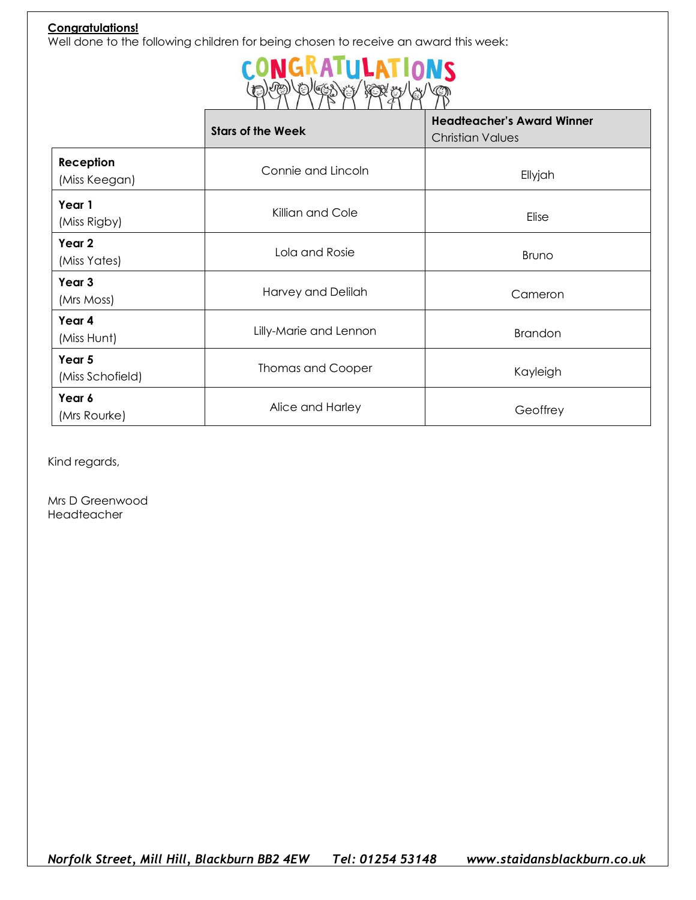**Congratulations!**

Well done to the following children for being chosen to receive an award this week:

CONGRATULATIONS

| | **Stars of the Week** | **Headteacher's Award Winner** Christian Values |
|---|---|---|
| **Reception** (Miss Keegan) | Connie and Lincoln | Ellyjah |
| **Year 1** (Miss Rigby) | Killian and Cole | Elise |
| **Year 2** (Miss Yates) | Lola and Rosie | Bruno |
| **Year 3** (Mrs Moss) | Harvey and Delilah | Cameron |
| **Year 4** (Miss Hunt) | Lilly-Marie and Lennon | Brandon |
| **Year 5** (Miss Schofield) | Thomas and Cooper | Kayleigh |
| **Year 6** (Mrs Rourke) | Alice and Harley | Geoffrey |

Kind regards,

Mrs D Greenwood
Headteacher

***Norfolk Street, Mill Hill, Blackburn BB2 4EW    Tel: 01254 53148    www.staidansblackburn.co.uk***